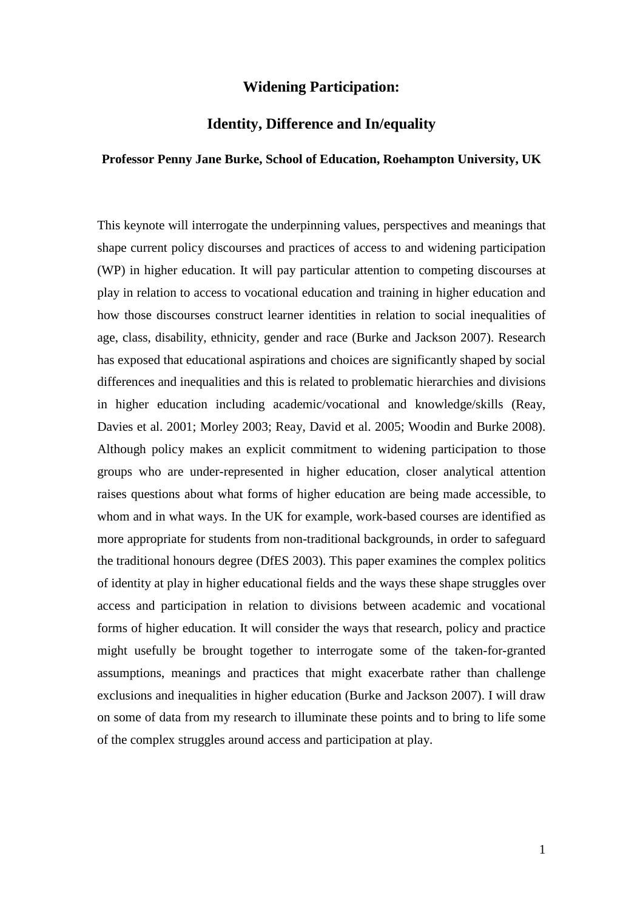# Widening Participation:

# Identity, Difference and In/equality

**Professor Penny Jane Burke, School of Education, Roehampton University, UK**

This keynote will interrogate the underpinning values, perspectives and meanings that shape current policy discourses and practices of access to and widening participation (WP) in higher education. It will pay particular attention to competing discourses at play in relation to access to vocational education and training in higher education and how those discourses construct learner identities in relation to social inequalities of age, class, disability, ethnicity, gender and race (Burke and Jackson 2007). Research has exposed that educational aspirations and choices are significantly shaped by social differences and inequalities and this is related to problematic hierarchies and divisions in higher education including academic/vocational and knowledge/skills (Reay, Davies et al. 2001; Morley 2003; Reay, David et al. 2005; Woodin and Burke 2008). Although policy makes an explicit commitment to widening participation to those groups who are under-represented in higher education, closer analytical attention raises questions about what forms of higher education are being made accessible, to whom and in what ways. In the UK for example, work-based courses are identified as more appropriate for students from non-traditional backgrounds, in order to safeguard the traditional honours degree (DfES 2003). This paper examines the complex politics of identity at play in higher educational fields and the ways these shape struggles over access and participation in relation to divisions between academic and vocational forms of higher education. It will consider the ways that research, policy and practice might usefully be brought together to interrogate some of the taken-for-granted assumptions, meanings and practices that might exacerbate rather than challenge exclusions and inequalities in higher education (Burke and Jackson 2007). I will draw on some of data from my research to illuminate these points and to bring to life some of the complex struggles around access and participation at play.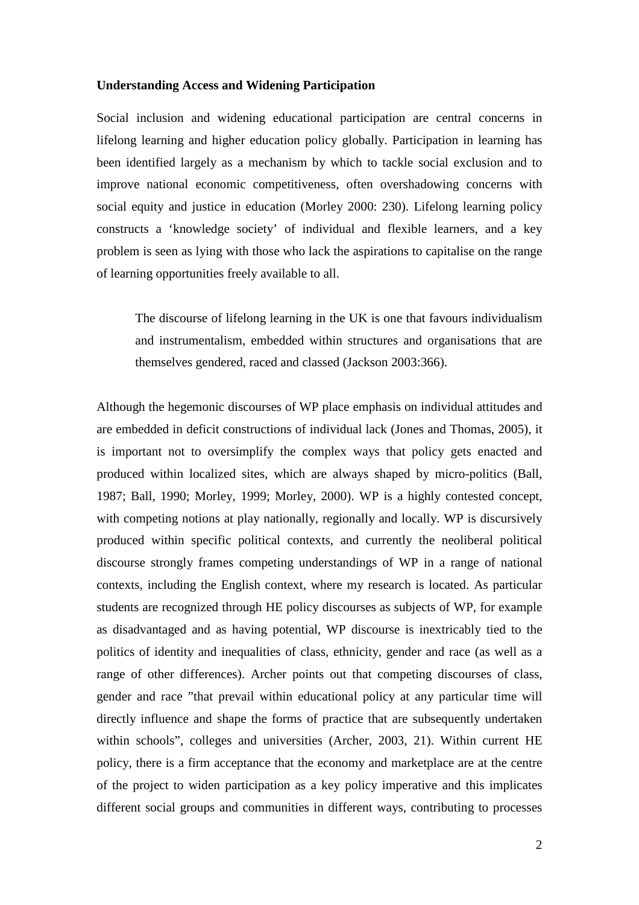**Understanding Access and Widening Participation**

Social inclusion and widening educational participation are central concerns in lifelong learning and higher education policy globally. Participation in learning has been identified largely as a mechanism by which to tackle social exclusion and to improve national economic competitiveness, often overshadowing concerns with social equity and justice in education (Morley 2000: 230). Lifelong learning policy constructs a 'knowledge society' of individual and flexible learners, and a key problem is seen as lying with those who lack the aspirations to capitalise on the range of learning opportunities freely available to all.

> The discourse of lifelong learning in the UK is one that favours individualism and instrumentalism, embedded within structures and organisations that are themselves gendered, raced and classed (Jackson 2003:366).

Although the hegemonic discourses of WP place emphasis on individual attitudes and are embedded in deficit constructions of individual lack (Jones and Thomas, 2005), it is important not to oversimplify the complex ways that policy gets enacted and produced within localized sites, which are always shaped by micro-politics (Ball, 1987; Ball, 1990; Morley, 1999; Morley, 2000). WP is a highly contested concept, with competing notions at play nationally, regionally and locally. WP is discursively produced within specific political contexts, and currently the neoliberal political discourse strongly frames competing understandings of WP in a range of national contexts, including the English context, where my research is located. As particular students are recognized through HE policy discourses as subjects of WP, for example as disadvantaged and as having potential, WP discourse is inextricably tied to the politics of identity and inequalities of class, ethnicity, gender and race (as well as a range of other differences). Archer points out that competing discourses of class, gender and race "that prevail within educational policy at any particular time will directly influence and shape the forms of practice that are subsequently undertaken within schools", colleges and universities (Archer, 2003, 21). Within current HE policy, there is a firm acceptance that the economy and marketplace are at the centre of the project to widen participation as a key policy imperative and this implicates different social groups and communities in different ways, contributing to processes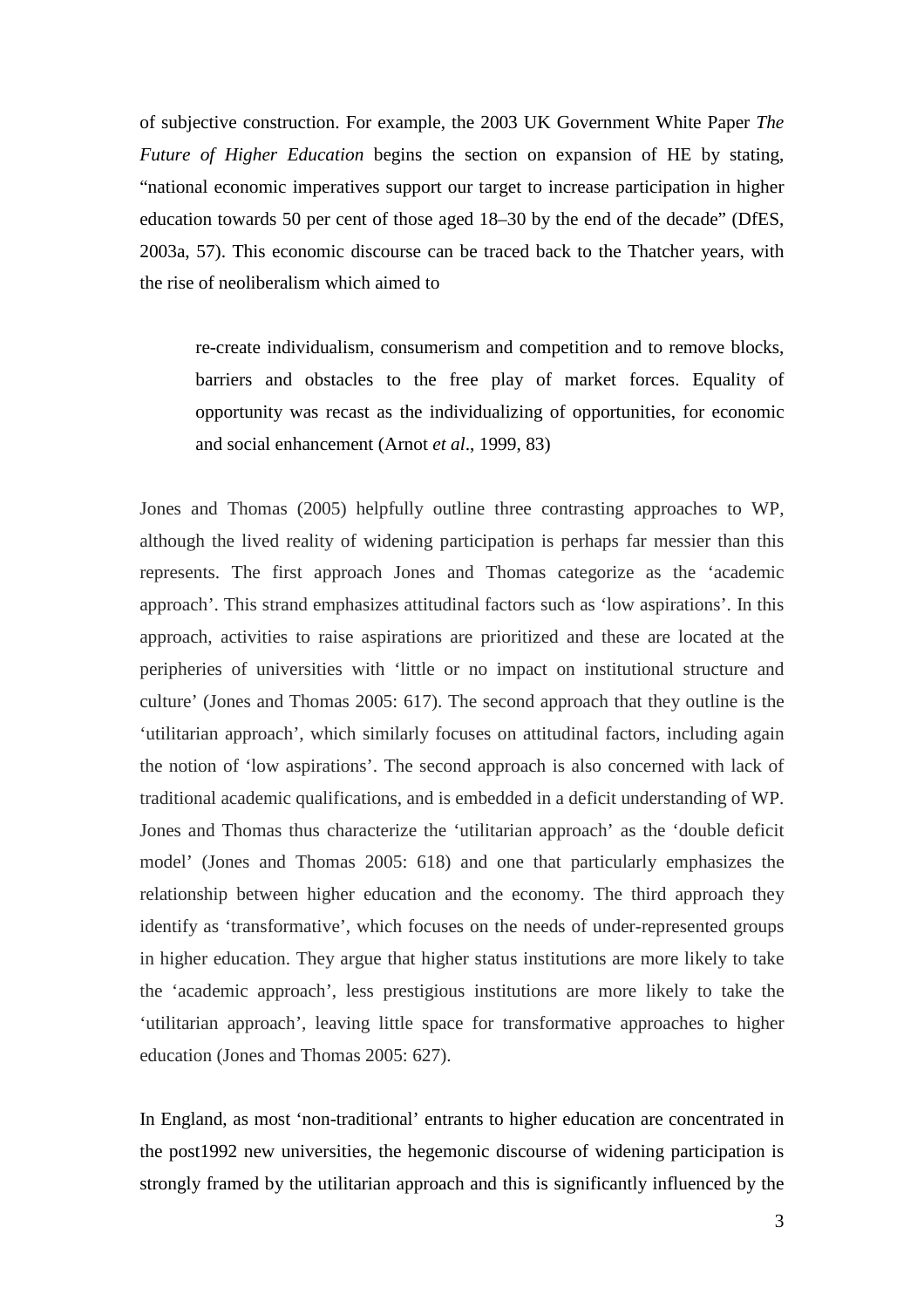of subjective construction. For example, the 2003 UK Government White Paper *The Future of Higher Education* begins the section on expansion of HE by stating, “national economic imperatives support our target to increase participation in higher education towards 50 per cent of those aged 18–30 by the end of the decade” (DfES, 2003a, 57). This economic discourse can be traced back to the Thatcher years, with the rise of neoliberalism which aimed to

> re-create individualism, consumerism and competition and to remove blocks, barriers and obstacles to the free play of market forces. Equality of opportunity was recast as the individualizing of opportunities, for economic and social enhancement (Arnot *et al*., 1999, 83)

Jones and Thomas (2005) helpfully outline three contrasting approaches to WP, although the lived reality of widening participation is perhaps far messier than this represents. The first approach Jones and Thomas categorize as the ‘academic approach’. This strand emphasizes attitudinal factors such as ‘low aspirations’. In this approach, activities to raise aspirations are prioritized and these are located at the peripheries of universities with ‘little or no impact on institutional structure and culture’ (Jones and Thomas 2005: 617). The second approach that they outline is the ‘utilitarian approach’, which similarly focuses on attitudinal factors, including again the notion of ‘low aspirations’. The second approach is also concerned with lack of traditional academic qualifications, and is embedded in a deficit understanding of WP. Jones and Thomas thus characterize the ‘utilitarian approach’ as the ‘double deficit model’ (Jones and Thomas 2005: 618) and one that particularly emphasizes the relationship between higher education and the economy. The third approach they identify as ‘transformative’, which focuses on the needs of under-represented groups in higher education. They argue that higher status institutions are more likely to take the ‘academic approach’, less prestigious institutions are more likely to take the ‘utilitarian approach’, leaving little space for transformative approaches to higher education (Jones and Thomas 2005: 627).

In England, as most ‘non-traditional’ entrants to higher education are concentrated in the post1992 new universities, the hegemonic discourse of widening participation is strongly framed by the utilitarian approach and this is significantly influenced by the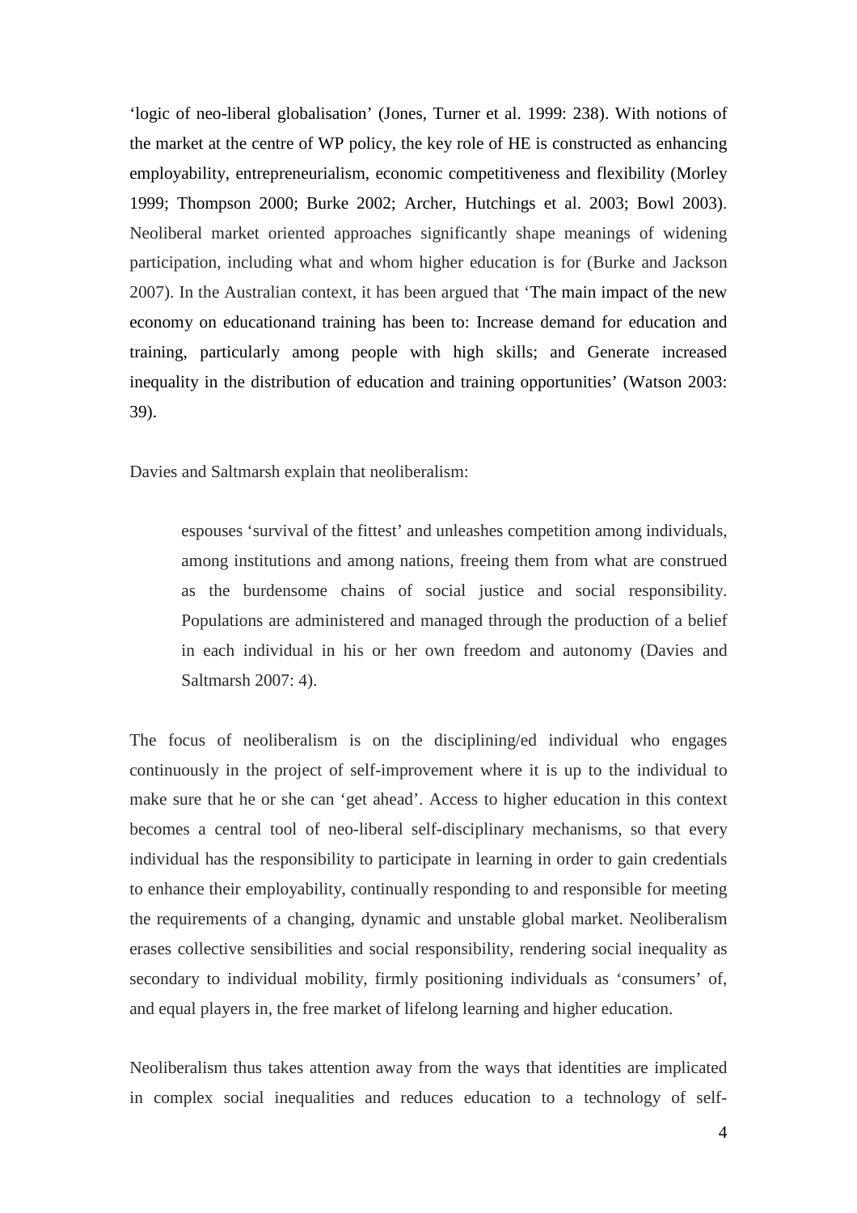'logic of neo-liberal globalisation' (Jones, Turner et al. 1999: 238). With notions of the market at the centre of WP policy, the key role of HE is constructed as enhancing employability, entrepreneurialism, economic competitiveness and flexibility (Morley 1999; Thompson 2000; Burke 2002; Archer, Hutchings et al. 2003; Bowl 2003). Neoliberal market oriented approaches significantly shape meanings of widening participation, including what and whom higher education is for (Burke and Jackson 2007). In the Australian context, it has been argued that 'The main impact of the new economy on educationand training has been to: Increase demand for education and training, particularly among people with high skills; and Generate increased inequality in the distribution of education and training opportunities' (Watson 2003: 39).

Davies and Saltmarsh explain that neoliberalism:

> espouses 'survival of the fittest' and unleashes competition among individuals, among institutions and among nations, freeing them from what are construed as the burdensome chains of social justice and social responsibility. Populations are administered and managed through the production of a belief in each individual in his or her own freedom and autonomy (Davies and Saltmarsh 2007: 4).

The focus of neoliberalism is on the disciplining/ed individual who engages continuously in the project of self-improvement where it is up to the individual to make sure that he or she can 'get ahead'. Access to higher education in this context becomes a central tool of neo-liberal self-disciplinary mechanisms, so that every individual has the responsibility to participate in learning in order to gain credentials to enhance their employability, continually responding to and responsible for meeting the requirements of a changing, dynamic and unstable global market. Neoliberalism erases collective sensibilities and social responsibility, rendering social inequality as secondary to individual mobility, firmly positioning individuals as 'consumers' of, and equal players in, the free market of lifelong learning and higher education.

Neoliberalism thus takes attention away from the ways that identities are implicated in complex social inequalities and reduces education to a technology of self-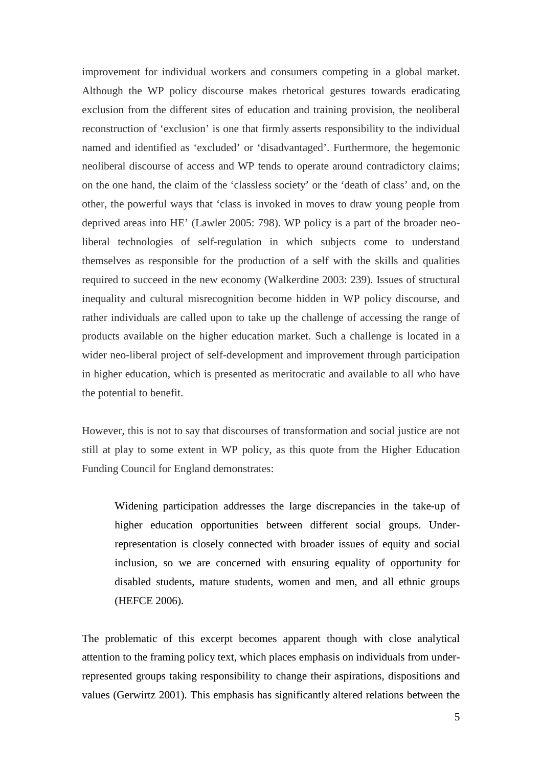improvement for individual workers and consumers competing in a global market. Although the WP policy discourse makes rhetorical gestures towards eradicating exclusion from the different sites of education and training provision, the neoliberal reconstruction of 'exclusion' is one that firmly asserts responsibility to the individual named and identified as 'excluded' or 'disadvantaged'. Furthermore, the hegemonic neoliberal discourse of access and WP tends to operate around contradictory claims; on the one hand, the claim of the 'classless society' or the 'death of class' and, on the other, the powerful ways that 'class is invoked in moves to draw young people from deprived areas into HE' (Lawler 2005: 798). WP policy is a part of the broader neo-liberal technologies of self-regulation in which subjects come to understand themselves as responsible for the production of a self with the skills and qualities required to succeed in the new economy (Walkerdine 2003: 239). Issues of structural inequality and cultural misrecognition become hidden in WP policy discourse, and rather individuals are called upon to take up the challenge of accessing the range of products available on the higher education market. Such a challenge is located in a wider neo-liberal project of self-development and improvement through participation in higher education, which is presented as meritocratic and available to all who have the potential to benefit.

However, this is not to say that discourses of transformation and social justice are not still at play to some extent in WP policy, as this quote from the Higher Education Funding Council for England demonstrates:

> Widening participation addresses the large discrepancies in the take-up of higher education opportunities between different social groups. Under-representation is closely connected with broader issues of equity and social inclusion, so we are concerned with ensuring equality of opportunity for disabled students, mature students, women and men, and all ethnic groups (HEFCE 2006).

The problematic of this excerpt becomes apparent though with close analytical attention to the framing policy text, which places emphasis on individuals from under-represented groups taking responsibility to change their aspirations, dispositions and values (Gerwirtz 2001). This emphasis has significantly altered relations between the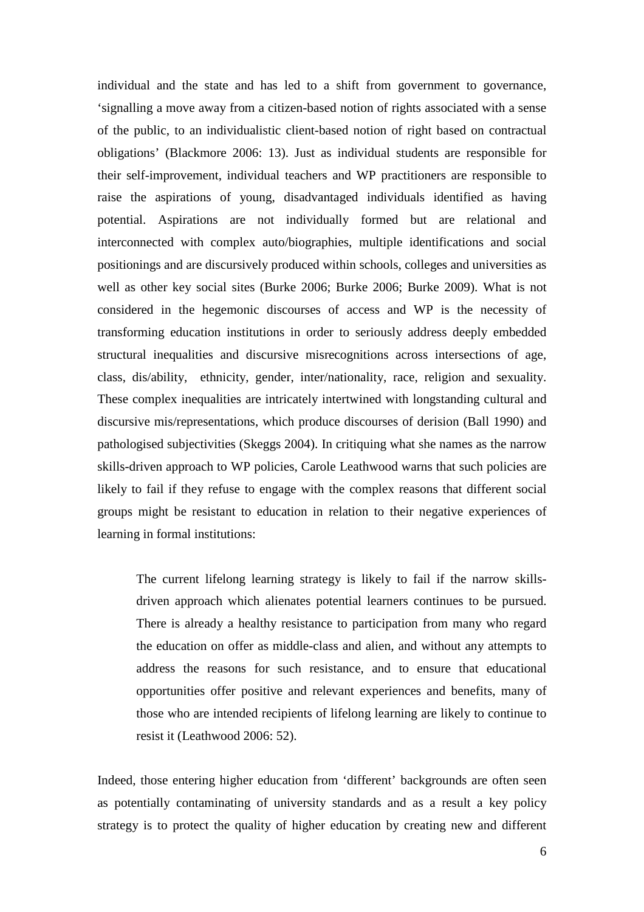individual and the state and has led to a shift from government to governance, 'signalling a move away from a citizen-based notion of rights associated with a sense of the public, to an individualistic client-based notion of right based on contractual obligations' (Blackmore 2006: 13). Just as individual students are responsible for their self-improvement, individual teachers and WP practitioners are responsible to raise the aspirations of young, disadvantaged individuals identified as having potential. Aspirations are not individually formed but are relational and interconnected with complex auto/biographies, multiple identifications and social positionings and are discursively produced within schools, colleges and universities as well as other key social sites (Burke 2006; Burke 2006; Burke 2009). What is not considered in the hegemonic discourses of access and WP is the necessity of transforming education institutions in order to seriously address deeply embedded structural inequalities and discursive misrecognitions across intersections of age, class, dis/ability, ethnicity, gender, inter/nationality, race, religion and sexuality. These complex inequalities are intricately intertwined with longstanding cultural and discursive mis/representations, which produce discourses of derision (Ball 1990) and pathologised subjectivities (Skeggs 2004). In critiquing what she names as the narrow skills-driven approach to WP policies, Carole Leathwood warns that such policies are likely to fail if they refuse to engage with the complex reasons that different social groups might be resistant to education in relation to their negative experiences of learning in formal institutions:

> The current lifelong learning strategy is likely to fail if the narrow skills-driven approach which alienates potential learners continues to be pursued. There is already a healthy resistance to participation from many who regard the education on offer as middle-class and alien, and without any attempts to address the reasons for such resistance, and to ensure that educational opportunities offer positive and relevant experiences and benefits, many of those who are intended recipients of lifelong learning are likely to continue to resist it (Leathwood 2006: 52).

Indeed, those entering higher education from 'different' backgrounds are often seen as potentially contaminating of university standards and as a result a key policy strategy is to protect the quality of higher education by creating new and different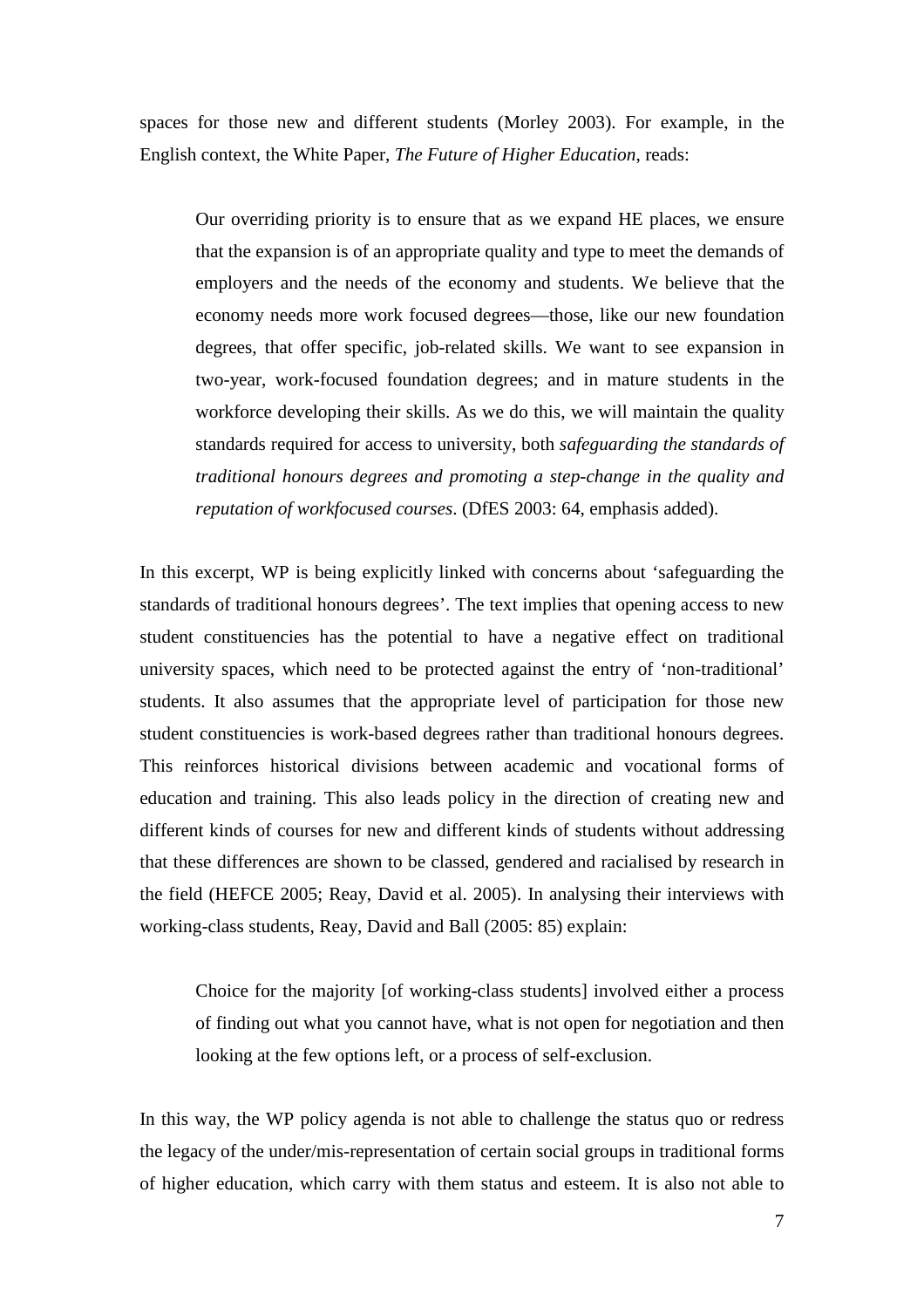spaces for those new and different students (Morley 2003). For example, in the English context, the White Paper, *The Future of Higher Education*, reads:

> Our overriding priority is to ensure that as we expand HE places, we ensure that the expansion is of an appropriate quality and type to meet the demands of employers and the needs of the economy and students. We believe that the economy needs more work focused degrees—those, like our new foundation degrees, that offer specific, job-related skills. We want to see expansion in two-year, work-focused foundation degrees; and in mature students in the workforce developing their skills. As we do this, we will maintain the quality standards required for access to university, both *safeguarding the standards of traditional honours degrees and promoting a step-change in the quality and reputation of workfocused courses*. (DfES 2003: 64, emphasis added).

In this excerpt, WP is being explicitly linked with concerns about 'safeguarding the standards of traditional honours degrees'. The text implies that opening access to new student constituencies has the potential to have a negative effect on traditional university spaces, which need to be protected against the entry of 'non-traditional' students. It also assumes that the appropriate level of participation for those new student constituencies is work-based degrees rather than traditional honours degrees. This reinforces historical divisions between academic and vocational forms of education and training. This also leads policy in the direction of creating new and different kinds of courses for new and different kinds of students without addressing that these differences are shown to be classed, gendered and racialised by research in the field (HEFCE 2005; Reay, David et al. 2005). In analysing their interviews with working-class students, Reay, David and Ball (2005: 85) explain:

> Choice for the majority [of working-class students] involved either a process of finding out what you cannot have, what is not open for negotiation and then looking at the few options left, or a process of self-exclusion.

In this way, the WP policy agenda is not able to challenge the status quo or redress the legacy of the under/mis-representation of certain social groups in traditional forms of higher education, which carry with them status and esteem. It is also not able to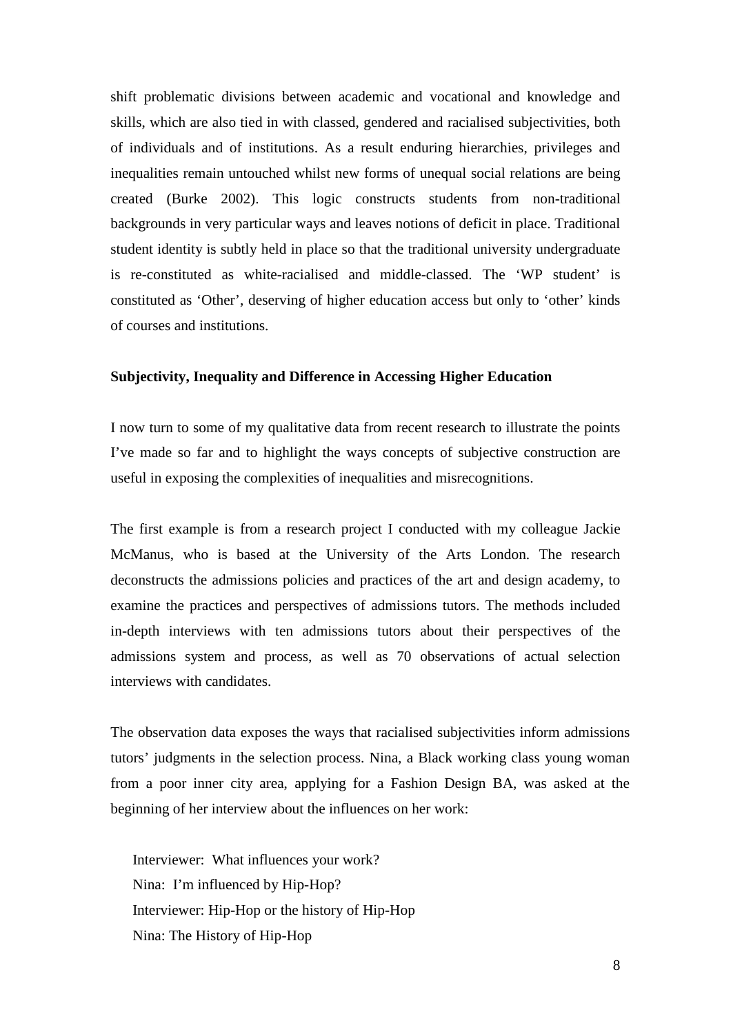shift problematic divisions between academic and vocational and knowledge and skills, which are also tied in with classed, gendered and racialised subjectivities, both of individuals and of institutions. As a result enduring hierarchies, privileges and inequalities remain untouched whilst new forms of unequal social relations are being created (Burke 2002). This logic constructs students from non-traditional backgrounds in very particular ways and leaves notions of deficit in place. Traditional student identity is subtly held in place so that the traditional university undergraduate is re-constituted as white-racialised and middle-classed. The 'WP student' is constituted as 'Other', deserving of higher education access but only to 'other' kinds of courses and institutions.

**Subjectivity, Inequality and Difference in Accessing Higher Education**

I now turn to some of my qualitative data from recent research to illustrate the points I've made so far and to highlight the ways concepts of subjective construction are useful in exposing the complexities of inequalities and misrecognitions.

The first example is from a research project I conducted with my colleague Jackie McManus, who is based at the University of the Arts London. The research deconstructs the admissions policies and practices of the art and design academy, to examine the practices and perspectives of admissions tutors. The methods included in-depth interviews with ten admissions tutors about their perspectives of the admissions system and process, as well as 70 observations of actual selection interviews with candidates.

The observation data exposes the ways that racialised subjectivities inform admissions tutors' judgments in the selection process. Nina, a Black working class young woman from a poor inner city area, applying for a Fashion Design BA, was asked at the beginning of her interview about the influences on her work:

> Interviewer: What influences your work?
> Nina: I'm influenced by Hip-Hop?
> Interviewer: Hip-Hop or the history of Hip-Hop
> Nina: The History of Hip-Hop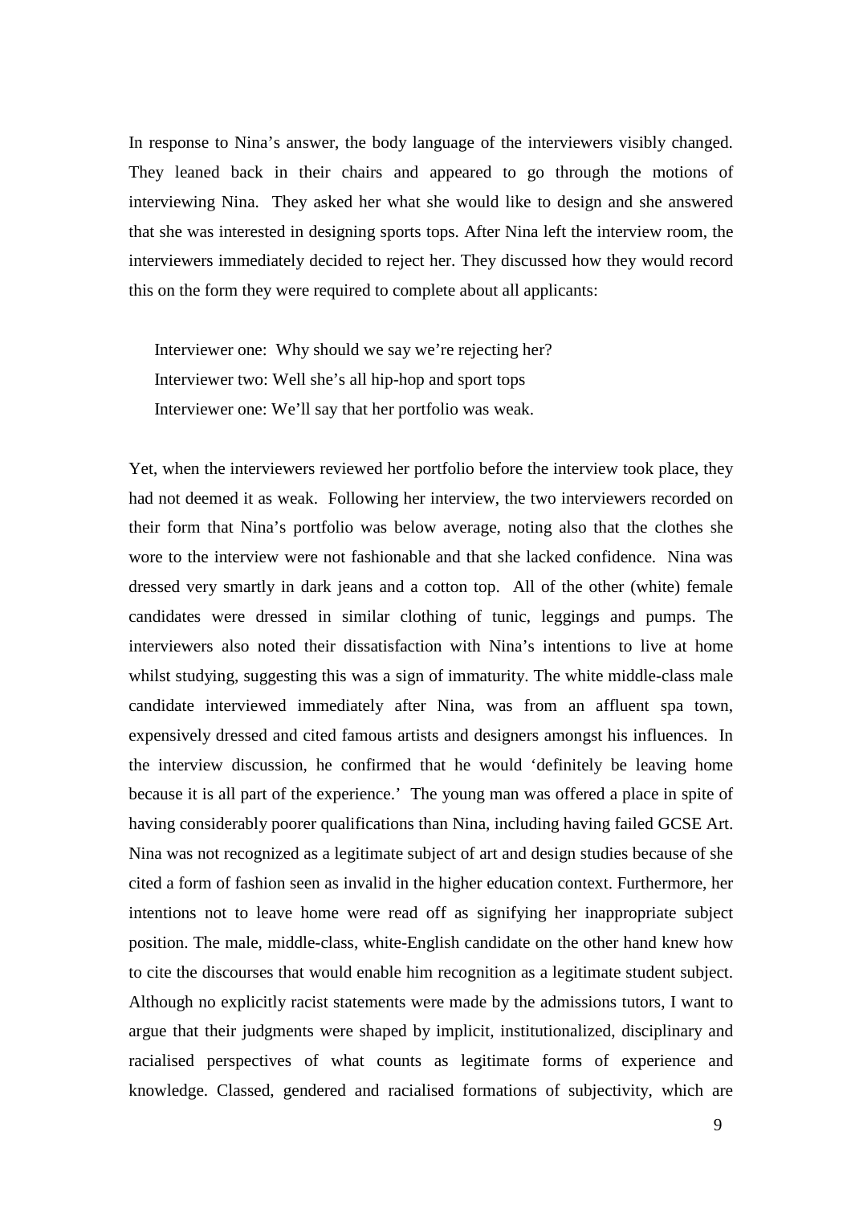In response to Nina's answer, the body language of the interviewers visibly changed. They leaned back in their chairs and appeared to go through the motions of interviewing Nina. They asked her what she would like to design and she answered that she was interested in designing sports tops. After Nina left the interview room, the interviewers immediately decided to reject her. They discussed how they would record this on the form they were required to complete about all applicants:

> Interviewer one: Why should we say we're rejecting her?
> Interviewer two: Well she's all hip-hop and sport tops
> Interviewer one: We'll say that her portfolio was weak.

Yet, when the interviewers reviewed her portfolio before the interview took place, they had not deemed it as weak. Following her interview, the two interviewers recorded on their form that Nina's portfolio was below average, noting also that the clothes she wore to the interview were not fashionable and that she lacked confidence. Nina was dressed very smartly in dark jeans and a cotton top. All of the other (white) female candidates were dressed in similar clothing of tunic, leggings and pumps. The interviewers also noted their dissatisfaction with Nina's intentions to live at home whilst studying, suggesting this was a sign of immaturity. The white middle-class male candidate interviewed immediately after Nina, was from an affluent spa town, expensively dressed and cited famous artists and designers amongst his influences. In the interview discussion, he confirmed that he would 'definitely be leaving home because it is all part of the experience.' The young man was offered a place in spite of having considerably poorer qualifications than Nina, including having failed GCSE Art. Nina was not recognized as a legitimate subject of art and design studies because of she cited a form of fashion seen as invalid in the higher education context. Furthermore, her intentions not to leave home were read off as signifying her inappropriate subject position. The male, middle-class, white-English candidate on the other hand knew how to cite the discourses that would enable him recognition as a legitimate student subject. Although no explicitly racist statements were made by the admissions tutors, I want to argue that their judgments were shaped by implicit, institutionalized, disciplinary and racialised perspectives of what counts as legitimate forms of experience and knowledge. Classed, gendered and racialised formations of subjectivity, which are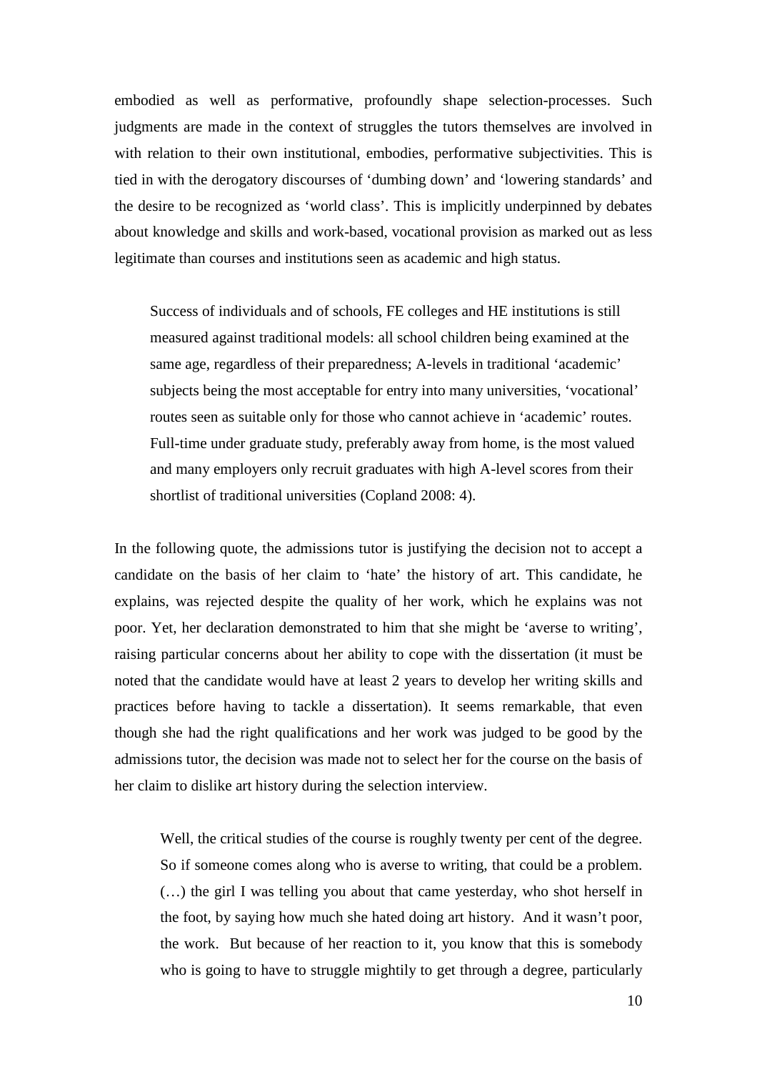embodied as well as performative, profoundly shape selection-processes. Such judgments are made in the context of struggles the tutors themselves are involved in with relation to their own institutional, embodies, performative subjectivities. This is tied in with the derogatory discourses of 'dumbing down' and 'lowering standards' and the desire to be recognized as 'world class'. This is implicitly underpinned by debates about knowledge and skills and work-based, vocational provision as marked out as less legitimate than courses and institutions seen as academic and high status.

> Success of individuals and of schools, FE colleges and HE institutions is still measured against traditional models: all school children being examined at the same age, regardless of their preparedness; A-levels in traditional 'academic' subjects being the most acceptable for entry into many universities, 'vocational' routes seen as suitable only for those who cannot achieve in 'academic' routes. Full-time under graduate study, preferably away from home, is the most valued and many employers only recruit graduates with high A-level scores from their shortlist of traditional universities (Copland 2008: 4).

In the following quote, the admissions tutor is justifying the decision not to accept a candidate on the basis of her claim to 'hate' the history of art. This candidate, he explains, was rejected despite the quality of her work, which he explains was not poor. Yet, her declaration demonstrated to him that she might be 'averse to writing', raising particular concerns about her ability to cope with the dissertation (it must be noted that the candidate would have at least 2 years to develop her writing skills and practices before having to tackle a dissertation). It seems remarkable, that even though she had the right qualifications and her work was judged to be good by the admissions tutor, the decision was made not to select her for the course on the basis of her claim to dislike art history during the selection interview.

> Well, the critical studies of the course is roughly twenty per cent of the degree. So if someone comes along who is averse to writing, that could be a problem. (…) the girl I was telling you about that came yesterday, who shot herself in the foot, by saying how much she hated doing art history. And it wasn't poor, the work. But because of her reaction to it, you know that this is somebody who is going to have to struggle mightily to get through a degree, particularly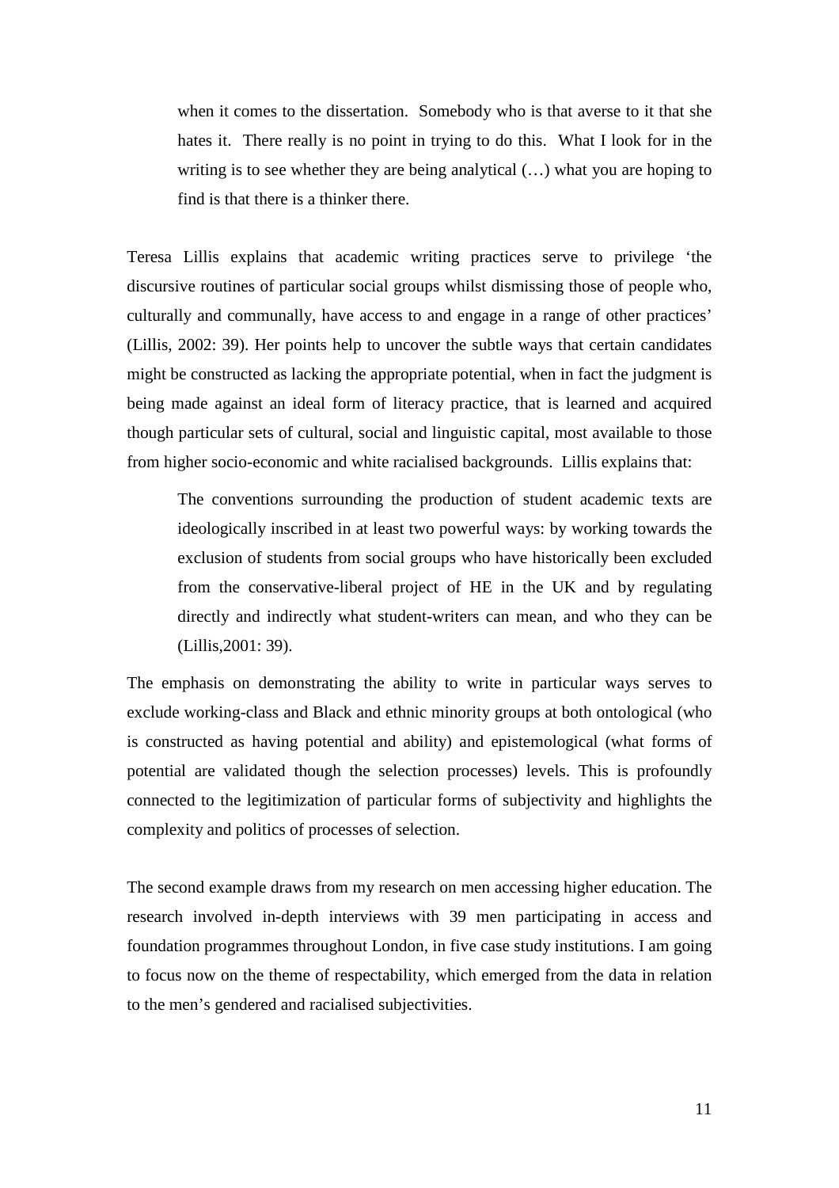> when it comes to the dissertation. Somebody who is that averse to it that she hates it. There really is no point in trying to do this. What I look for in the writing is to see whether they are being analytical (…) what you are hoping to find is that there is a thinker there.

Teresa Lillis explains that academic writing practices serve to privilege 'the discursive routines of particular social groups whilst dismissing those of people who, culturally and communally, have access to and engage in a range of other practices' (Lillis, 2002: 39). Her points help to uncover the subtle ways that certain candidates might be constructed as lacking the appropriate potential, when in fact the judgment is being made against an ideal form of literacy practice, that is learned and acquired though particular sets of cultural, social and linguistic capital, most available to those from higher socio-economic and white racialised backgrounds. Lillis explains that:

> The conventions surrounding the production of student academic texts are ideologically inscribed in at least two powerful ways: by working towards the exclusion of students from social groups who have historically been excluded from the conservative-liberal project of HE in the UK and by regulating directly and indirectly what student-writers can mean, and who they can be (Lillis,2001: 39).

The emphasis on demonstrating the ability to write in particular ways serves to exclude working-class and Black and ethnic minority groups at both ontological (who is constructed as having potential and ability) and epistemological (what forms of potential are validated though the selection processes) levels. This is profoundly connected to the legitimization of particular forms of subjectivity and highlights the complexity and politics of processes of selection.

The second example draws from my research on men accessing higher education. The research involved in-depth interviews with 39 men participating in access and foundation programmes throughout London, in five case study institutions. I am going to focus now on the theme of respectability, which emerged from the data in relation to the men's gendered and racialised subjectivities.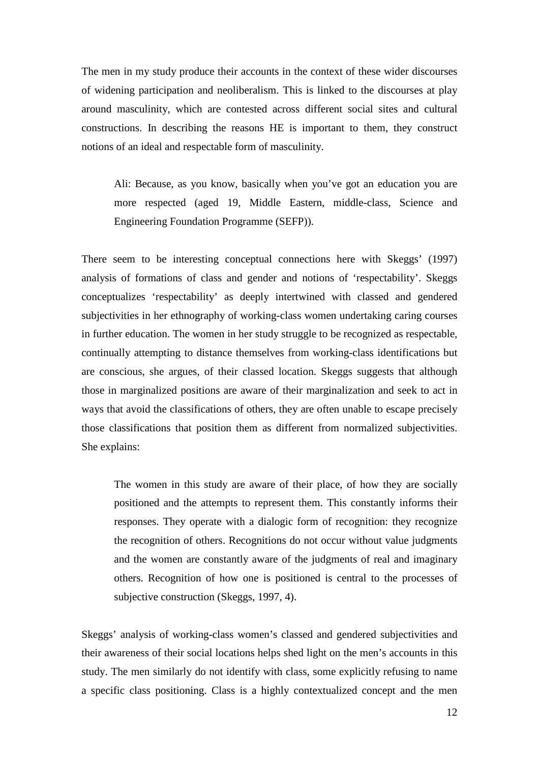The men in my study produce their accounts in the context of these wider discourses of widening participation and neoliberalism. This is linked to the discourses at play around masculinity, which are contested across different social sites and cultural constructions. In describing the reasons HE is important to them, they construct notions of an ideal and respectable form of masculinity.

> Ali: Because, as you know, basically when you've got an education you are more respected (aged 19, Middle Eastern, middle-class, Science and Engineering Foundation Programme (SEFP)).

There seem to be interesting conceptual connections here with Skeggs' (1997) analysis of formations of class and gender and notions of 'respectability'. Skeggs conceptualizes 'respectability' as deeply intertwined with classed and gendered subjectivities in her ethnography of working-class women undertaking caring courses in further education. The women in her study struggle to be recognized as respectable, continually attempting to distance themselves from working-class identifications but are conscious, she argues, of their classed location. Skeggs suggests that although those in marginalized positions are aware of their marginalization and seek to act in ways that avoid the classifications of others, they are often unable to escape precisely those classifications that position them as different from normalized subjectivities. She explains:

> The women in this study are aware of their place, of how they are socially positioned and the attempts to represent them. This constantly informs their responses. They operate with a dialogic form of recognition: they recognize the recognition of others. Recognitions do not occur without value judgments and the women are constantly aware of the judgments of real and imaginary others. Recognition of how one is positioned is central to the processes of subjective construction (Skeggs, 1997, 4).

Skeggs' analysis of working-class women's classed and gendered subjectivities and their awareness of their social locations helps shed light on the men's accounts in this study. The men similarly do not identify with class, some explicitly refusing to name a specific class positioning. Class is a highly contextualized concept and the men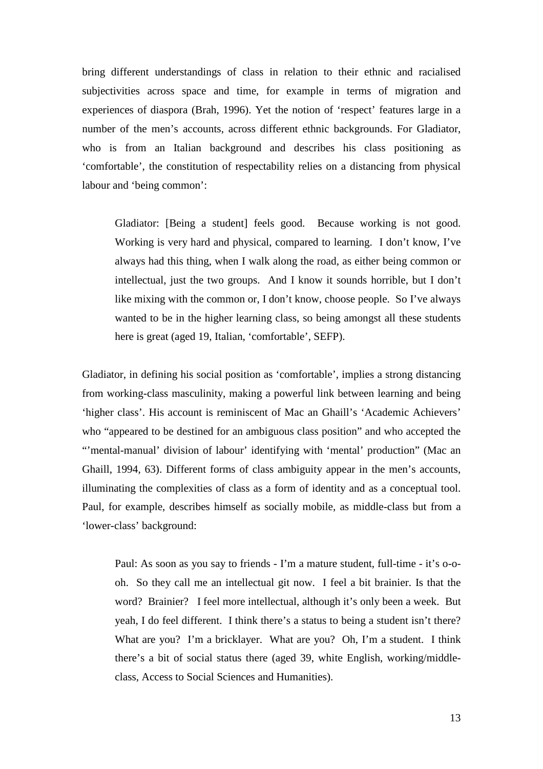bring different understandings of class in relation to their ethnic and racialised subjectivities across space and time, for example in terms of migration and experiences of diaspora (Brah, 1996). Yet the notion of 'respect' features large in a number of the men's accounts, across different ethnic backgrounds. For Gladiator, who is from an Italian background and describes his class positioning as 'comfortable', the constitution of respectability relies on a distancing from physical labour and 'being common':

> Gladiator: [Being a student] feels good. Because working is not good. Working is very hard and physical, compared to learning. I don't know, I've always had this thing, when I walk along the road, as either being common or intellectual, just the two groups. And I know it sounds horrible, but I don't like mixing with the common or, I don't know, choose people. So I've always wanted to be in the higher learning class, so being amongst all these students here is great (aged 19, Italian, 'comfortable', SEFP).

Gladiator, in defining his social position as 'comfortable', implies a strong distancing from working-class masculinity, making a powerful link between learning and being 'higher class'. His account is reminiscent of Mac an Ghaill's 'Academic Achievers' who "appeared to be destined for an ambiguous class position" and who accepted the "'mental-manual' division of labour' identifying with 'mental' production" (Mac an Ghaill, 1994, 63). Different forms of class ambiguity appear in the men's accounts, illuminating the complexities of class as a form of identity and as a conceptual tool. Paul, for example, describes himself as socially mobile, as middle-class but from a 'lower-class' background:

> Paul: As soon as you say to friends - I'm a mature student, full-time - it's o-o-oh. So they call me an intellectual git now. I feel a bit brainier. Is that the word? Brainier? I feel more intellectual, although it's only been a week. But yeah, I do feel different. I think there's a status to being a student isn't there? What are you? I'm a bricklayer. What are you? Oh, I'm a student. I think there's a bit of social status there (aged 39, white English, working/middle-class, Access to Social Sciences and Humanities).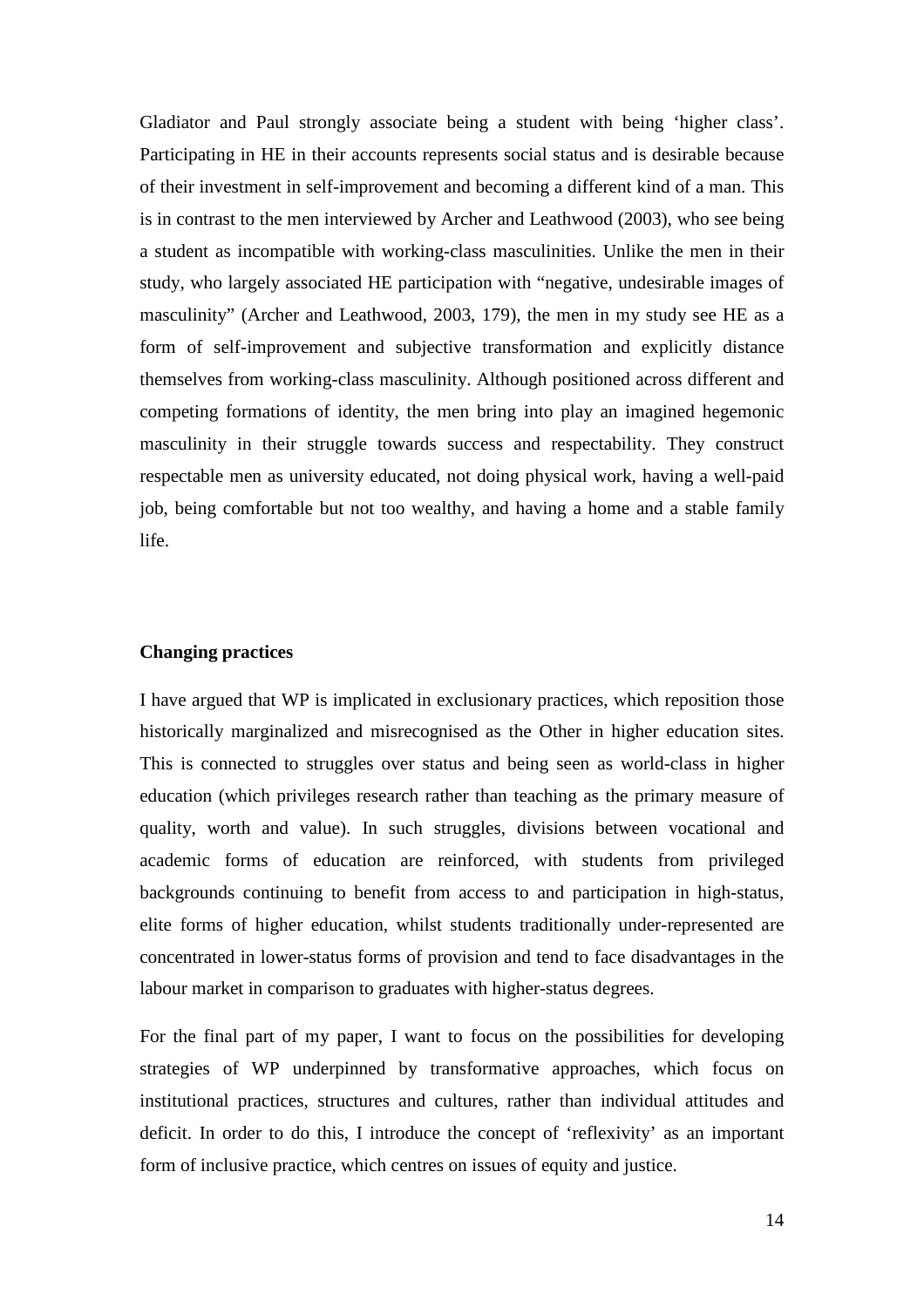Gladiator and Paul strongly associate being a student with being 'higher class'. Participating in HE in their accounts represents social status and is desirable because of their investment in self-improvement and becoming a different kind of a man. This is in contrast to the men interviewed by Archer and Leathwood (2003), who see being a student as incompatible with working-class masculinities. Unlike the men in their study, who largely associated HE participation with "negative, undesirable images of masculinity" (Archer and Leathwood, 2003, 179), the men in my study see HE as a form of self-improvement and subjective transformation and explicitly distance themselves from working-class masculinity. Although positioned across different and competing formations of identity, the men bring into play an imagined hegemonic masculinity in their struggle towards success and respectability. They construct respectable men as university educated, not doing physical work, having a well-paid job, being comfortable but not too wealthy, and having a home and a stable family life.

**Changing practices**

I have argued that WP is implicated in exclusionary practices, which reposition those historically marginalized and misrecognised as the Other in higher education sites. This is connected to struggles over status and being seen as world-class in higher education (which privileges research rather than teaching as the primary measure of quality, worth and value). In such struggles, divisions between vocational and academic forms of education are reinforced, with students from privileged backgrounds continuing to benefit from access to and participation in high-status, elite forms of higher education, whilst students traditionally under-represented are concentrated in lower-status forms of provision and tend to face disadvantages in the labour market in comparison to graduates with higher-status degrees.

For the final part of my paper, I want to focus on the possibilities for developing strategies of WP underpinned by transformative approaches, which focus on institutional practices, structures and cultures, rather than individual attitudes and deficit. In order to do this, I introduce the concept of 'reflexivity' as an important form of inclusive practice, which centres on issues of equity and justice.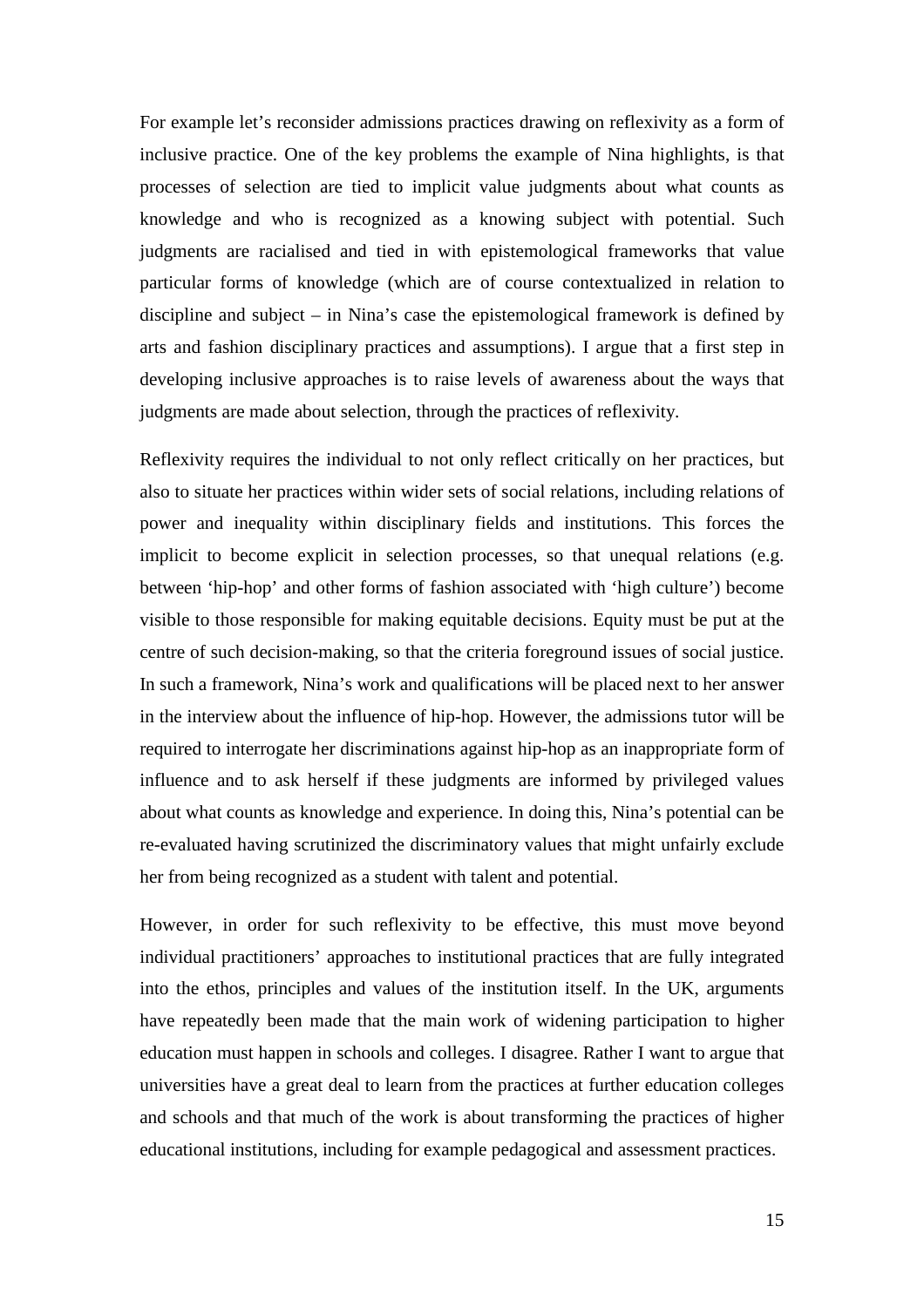For example let's reconsider admissions practices drawing on reflexivity as a form of inclusive practice. One of the key problems the example of Nina highlights, is that processes of selection are tied to implicit value judgments about what counts as knowledge and who is recognized as a knowing subject with potential. Such judgments are racialised and tied in with epistemological frameworks that value particular forms of knowledge (which are of course contextualized in relation to discipline and subject – in Nina's case the epistemological framework is defined by arts and fashion disciplinary practices and assumptions). I argue that a first step in developing inclusive approaches is to raise levels of awareness about the ways that judgments are made about selection, through the practices of reflexivity.

Reflexivity requires the individual to not only reflect critically on her practices, but also to situate her practices within wider sets of social relations, including relations of power and inequality within disciplinary fields and institutions. This forces the implicit to become explicit in selection processes, so that unequal relations (e.g. between 'hip-hop' and other forms of fashion associated with 'high culture') become visible to those responsible for making equitable decisions. Equity must be put at the centre of such decision-making, so that the criteria foreground issues of social justice. In such a framework, Nina's work and qualifications will be placed next to her answer in the interview about the influence of hip-hop. However, the admissions tutor will be required to interrogate her discriminations against hip-hop as an inappropriate form of influence and to ask herself if these judgments are informed by privileged values about what counts as knowledge and experience. In doing this, Nina's potential can be re-evaluated having scrutinized the discriminatory values that might unfairly exclude her from being recognized as a student with talent and potential.

However, in order for such reflexivity to be effective, this must move beyond individual practitioners' approaches to institutional practices that are fully integrated into the ethos, principles and values of the institution itself. In the UK, arguments have repeatedly been made that the main work of widening participation to higher education must happen in schools and colleges. I disagree. Rather I want to argue that universities have a great deal to learn from the practices at further education colleges and schools and that much of the work is about transforming the practices of higher educational institutions, including for example pedagogical and assessment practices.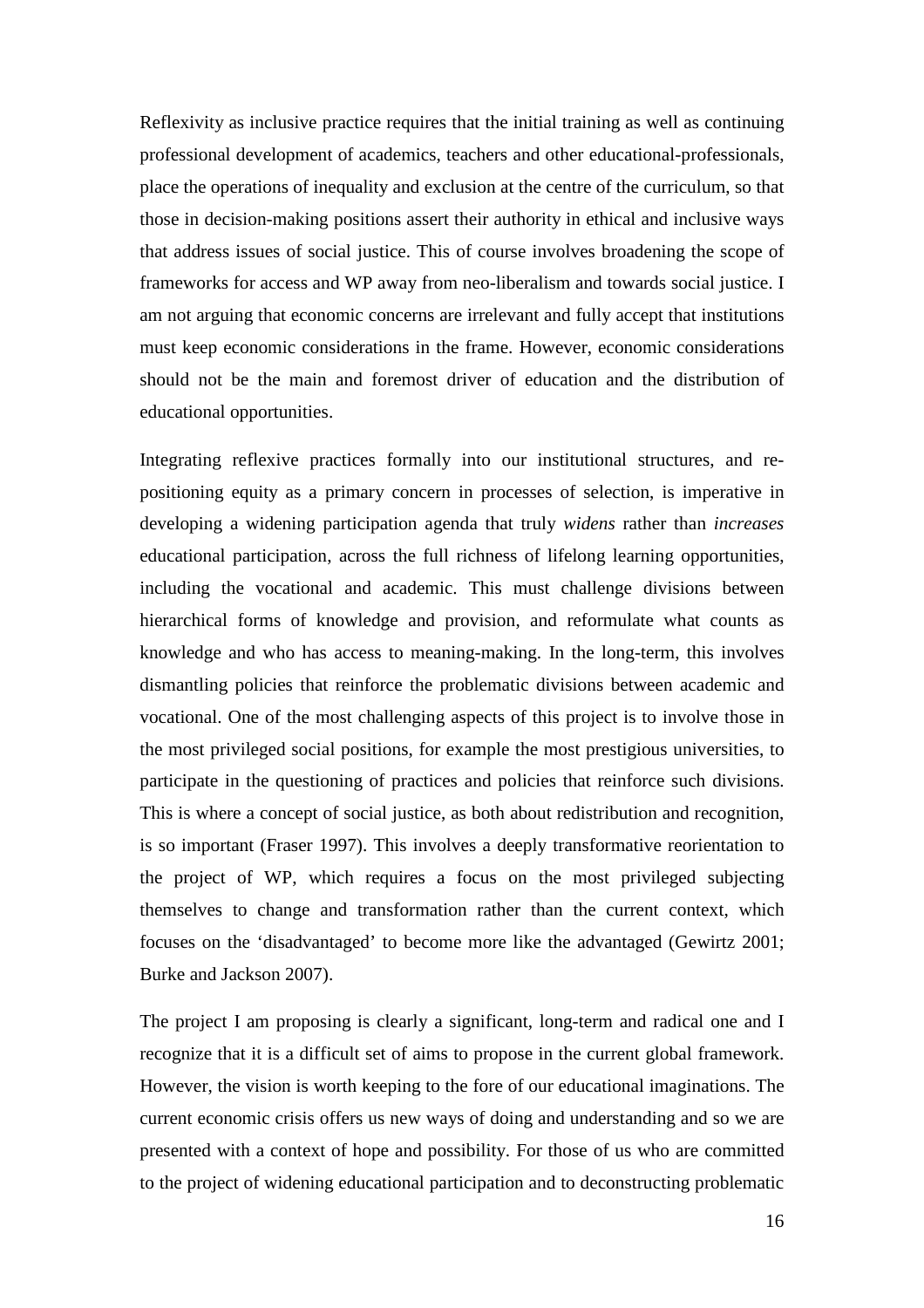Reflexivity as inclusive practice requires that the initial training as well as continuing professional development of academics, teachers and other educational-professionals, place the operations of inequality and exclusion at the centre of the curriculum, so that those in decision-making positions assert their authority in ethical and inclusive ways that address issues of social justice. This of course involves broadening the scope of frameworks for access and WP away from neo-liberalism and towards social justice. I am not arguing that economic concerns are irrelevant and fully accept that institutions must keep economic considerations in the frame. However, economic considerations should not be the main and foremost driver of education and the distribution of educational opportunities.

Integrating reflexive practices formally into our institutional structures, and re-positioning equity as a primary concern in processes of selection, is imperative in developing a widening participation agenda that truly *widens* rather than *increases* educational participation, across the full richness of lifelong learning opportunities, including the vocational and academic. This must challenge divisions between hierarchical forms of knowledge and provision, and reformulate what counts as knowledge and who has access to meaning-making. In the long-term, this involves dismantling policies that reinforce the problematic divisions between academic and vocational. One of the most challenging aspects of this project is to involve those in the most privileged social positions, for example the most prestigious universities, to participate in the questioning of practices and policies that reinforce such divisions. This is where a concept of social justice, as both about redistribution and recognition, is so important (Fraser 1997). This involves a deeply transformative reorientation to the project of WP, which requires a focus on the most privileged subjecting themselves to change and transformation rather than the current context, which focuses on the 'disadvantaged' to become more like the advantaged (Gewirtz 2001; Burke and Jackson 2007).

The project I am proposing is clearly a significant, long-term and radical one and I recognize that it is a difficult set of aims to propose in the current global framework. However, the vision is worth keeping to the fore of our educational imaginations. The current economic crisis offers us new ways of doing and understanding and so we are presented with a context of hope and possibility. For those of us who are committed to the project of widening educational participation and to deconstructing problematic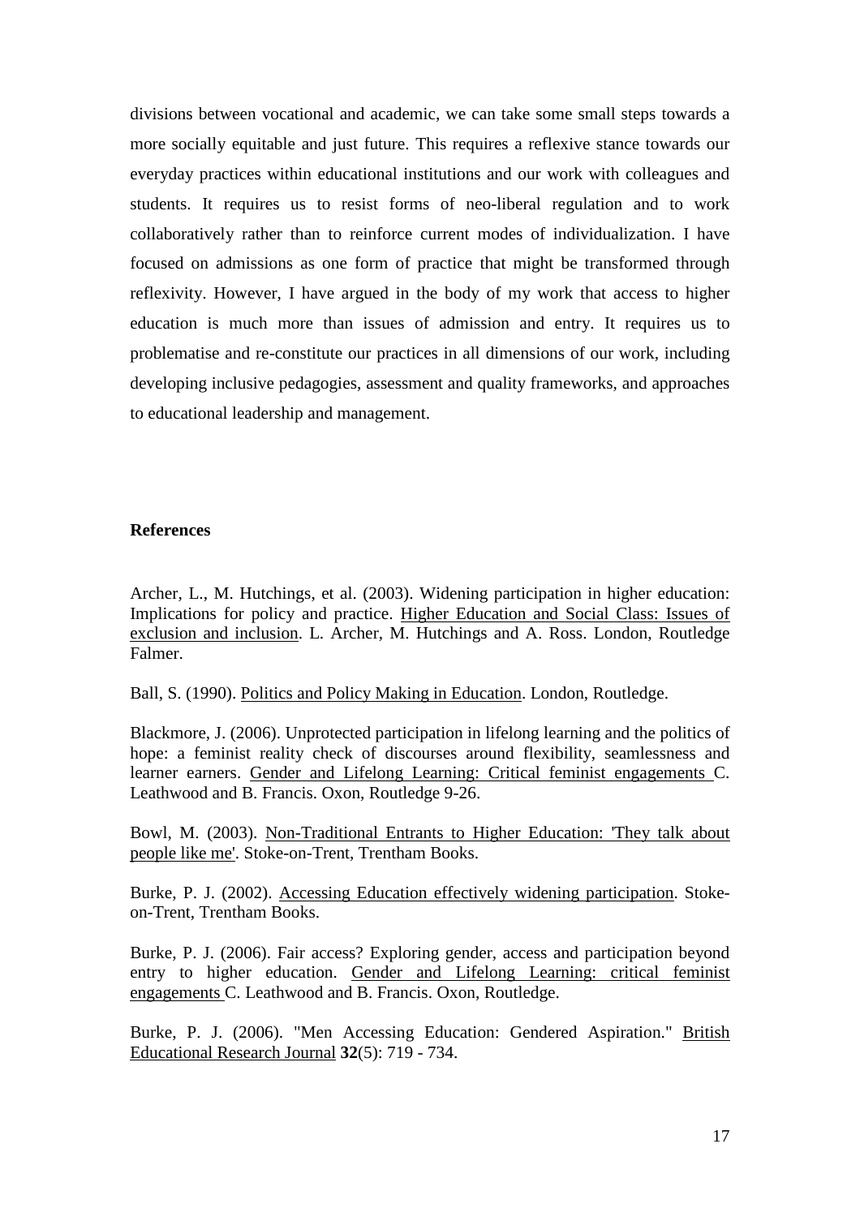divisions between vocational and academic, we can take some small steps towards a more socially equitable and just future. This requires a reflexive stance towards our everyday practices within educational institutions and our work with colleagues and students. It requires us to resist forms of neo-liberal regulation and to work collaboratively rather than to reinforce current modes of individualization. I have focused on admissions as one form of practice that might be transformed through reflexivity. However, I have argued in the body of my work that access to higher education is much more than issues of admission and entry. It requires us to problematise and re-constitute our practices in all dimensions of our work, including developing inclusive pedagogies, assessment and quality frameworks, and approaches to educational leadership and management.

**References**

Archer, L., M. Hutchings, et al. (2003). Widening participation in higher education: Implications for policy and practice. Higher Education and Social Class: Issues of exclusion and inclusion. L. Archer, M. Hutchings and A. Ross. London, Routledge Falmer.

Ball, S. (1990). Politics and Policy Making in Education. London, Routledge.

Blackmore, J. (2006). Unprotected participation in lifelong learning and the politics of hope: a feminist reality check of discourses around flexibility, seamlessness and learner earners. Gender and Lifelong Learning: Critical feminist engagements C. Leathwood and B. Francis. Oxon, Routledge 9-26.

Bowl, M. (2003). Non-Traditional Entrants to Higher Education: 'They talk about people like me'. Stoke-on-Trent, Trentham Books.

Burke, P. J. (2002). Accessing Education effectively widening participation. Stoke-on-Trent, Trentham Books.

Burke, P. J. (2006). Fair access? Exploring gender, access and participation beyond entry to higher education. Gender and Lifelong Learning: critical feminist engagements C. Leathwood and B. Francis. Oxon, Routledge.

Burke, P. J. (2006). "Men Accessing Education: Gendered Aspiration." British Educational Research Journal **32**(5): 719 - 734.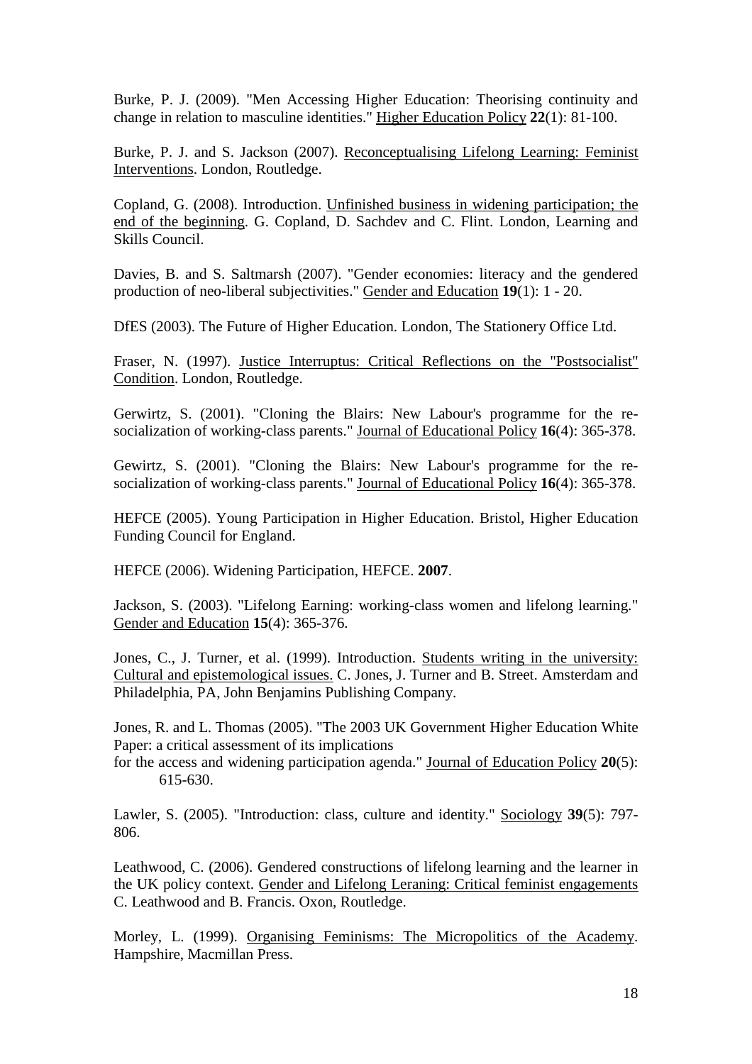Burke, P. J. (2009). "Men Accessing Higher Education: Theorising continuity and change in relation to masculine identities." Higher Education Policy **22**(1): 81-100.

Burke, P. J. and S. Jackson (2007). Reconceptualising Lifelong Learning: Feminist Interventions. London, Routledge.

Copland, G. (2008). Introduction. Unfinished business in widening participation; the end of the beginning. G. Copland, D. Sachdev and C. Flint. London, Learning and Skills Council.

Davies, B. and S. Saltmarsh (2007). "Gender economies: literacy and the gendered production of neo-liberal subjectivities." Gender and Education **19**(1): 1 - 20.

DfES (2003). The Future of Higher Education. London, The Stationery Office Ltd.

Fraser, N. (1997). Justice Interruptus: Critical Reflections on the "Postsocialist" Condition. London, Routledge.

Gerwirtz, S. (2001). "Cloning the Blairs: New Labour's programme for the re-socialization of working-class parents." Journal of Educational Policy **16**(4): 365-378.

Gewirtz, S. (2001). "Cloning the Blairs: New Labour's programme for the re-socialization of working-class parents." Journal of Educational Policy **16**(4): 365-378.

HEFCE (2005). Young Participation in Higher Education. Bristol, Higher Education Funding Council for England.

HEFCE (2006). Widening Participation, HEFCE. **2007**.

Jackson, S. (2003). "Lifelong Earning: working-class women and lifelong learning." Gender and Education **15**(4): 365-376.

Jones, C., J. Turner, et al. (1999). Introduction. Students writing in the university: Cultural and epistemological issues. C. Jones, J. Turner and B. Street. Amsterdam and Philadelphia, PA, John Benjamins Publishing Company.

Jones, R. and L. Thomas (2005). "The 2003 UK Government Higher Education White Paper: a critical assessment of its implications
for the access and widening participation agenda." Journal of Education Policy **20**(5): 615-630.

Lawler, S. (2005). "Introduction: class, culture and identity." Sociology **39**(5): 797-806.

Leathwood, C. (2006). Gendered constructions of lifelong learning and the learner in the UK policy context. Gender and Lifelong Leraning: Critical feminist engagements C. Leathwood and B. Francis. Oxon, Routledge.

Morley, L. (1999). Organising Feminisms: The Micropolitics of the Academy. Hampshire, Macmillan Press.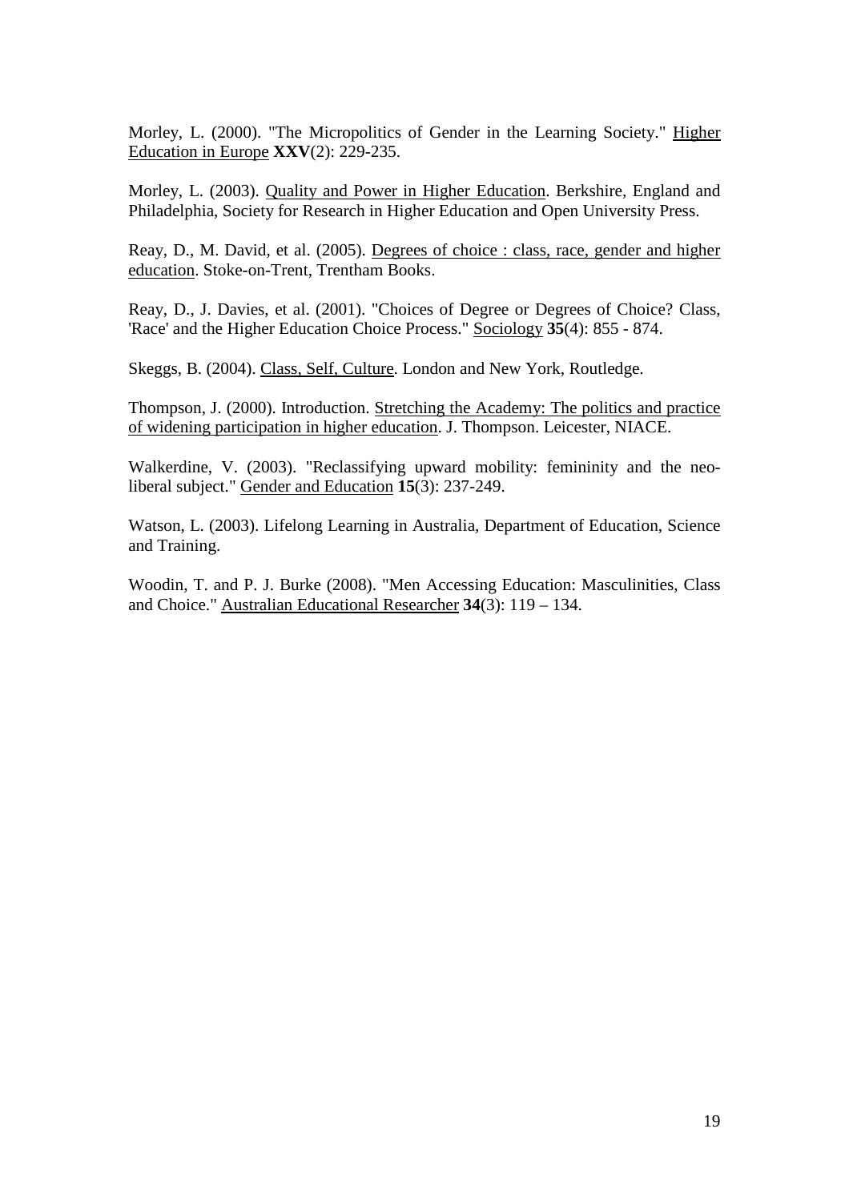Morley, L. (2000). "The Micropolitics of Gender in the Learning Society." Higher Education in Europe **XXV**(2): 229-235.

Morley, L. (2003). Quality and Power in Higher Education. Berkshire, England and Philadelphia, Society for Research in Higher Education and Open University Press.

Reay, D., M. David, et al. (2005). Degrees of choice : class, race, gender and higher education. Stoke-on-Trent, Trentham Books.

Reay, D., J. Davies, et al. (2001). "Choices of Degree or Degrees of Choice? Class, 'Race' and the Higher Education Choice Process." Sociology **35**(4): 855 - 874.

Skeggs, B. (2004). Class, Self, Culture. London and New York, Routledge.

Thompson, J. (2000). Introduction. Stretching the Academy: The politics and practice of widening participation in higher education. J. Thompson. Leicester, NIACE.

Walkerdine, V. (2003). "Reclassifying upward mobility: femininity and the neo-liberal subject." Gender and Education **15**(3): 237-249.

Watson, L. (2003). Lifelong Learning in Australia, Department of Education, Science and Training.

Woodin, T. and P. J. Burke (2008). "Men Accessing Education: Masculinities, Class and Choice." Australian Educational Researcher **34**(3): 119 – 134.